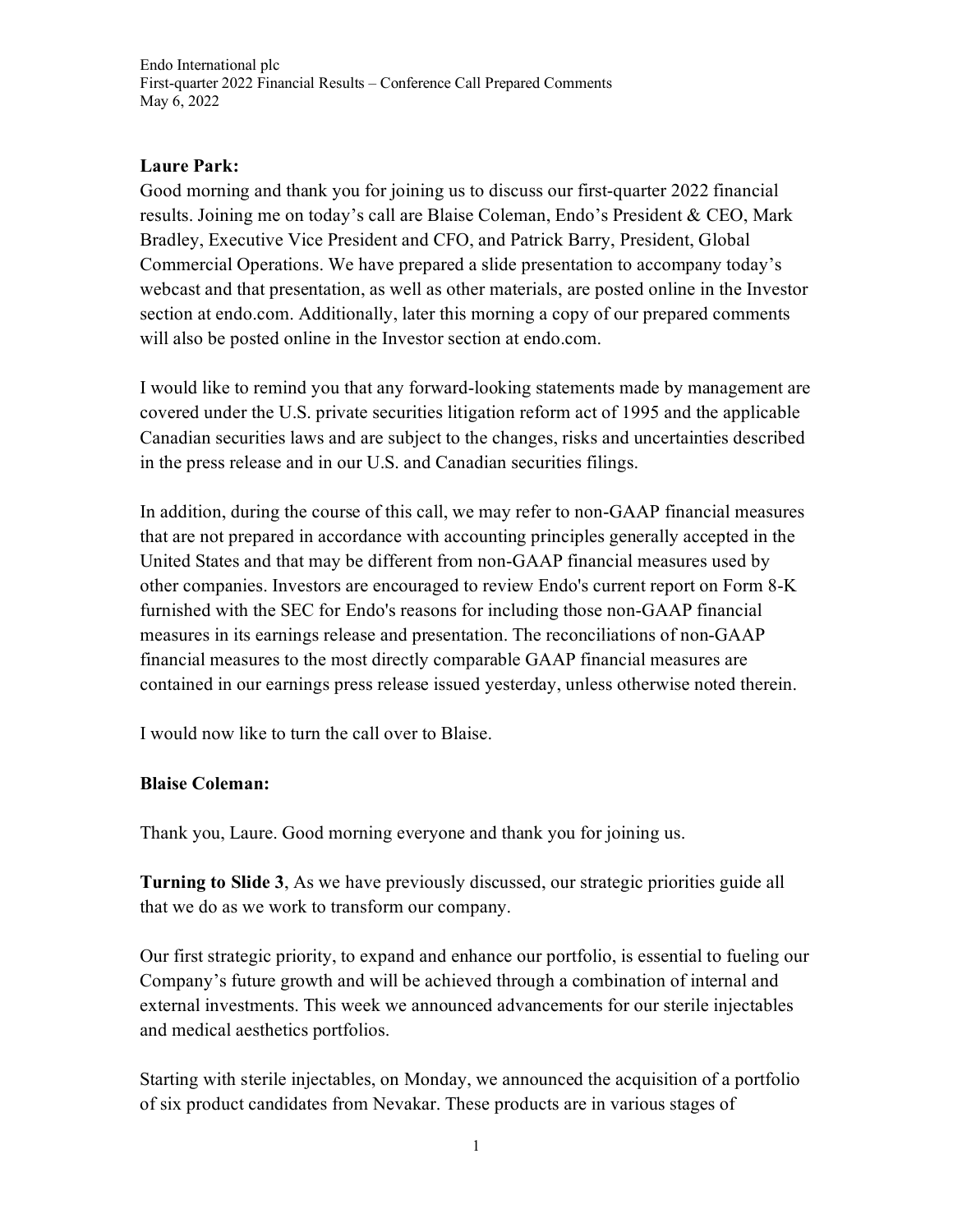Endo International plc
First-quarter 2022 Financial Results – Conference Call Prepared Comments
May 6, 2022

**Laure Park:**

Good morning and thank you for joining us to discuss our first-quarter 2022 financial results. Joining me on today's call are Blaise Coleman, Endo's President & CEO, Mark Bradley, Executive Vice President and CFO, and Patrick Barry, President, Global Commercial Operations. We have prepared a slide presentation to accompany today's webcast and that presentation, as well as other materials, are posted online in the Investor section at endo.com. Additionally, later this morning a copy of our prepared comments will also be posted online in the Investor section at endo.com.

I would like to remind you that any forward-looking statements made by management are covered under the U.S. private securities litigation reform act of 1995 and the applicable Canadian securities laws and are subject to the changes, risks and uncertainties described in the press release and in our U.S. and Canadian securities filings.

In addition, during the course of this call, we may refer to non-GAAP financial measures that are not prepared in accordance with accounting principles generally accepted in the United States and that may be different from non-GAAP financial measures used by other companies. Investors are encouraged to review Endo's current report on Form 8-K furnished with the SEC for Endo's reasons for including those non-GAAP financial measures in its earnings release and presentation. The reconciliations of non-GAAP financial measures to the most directly comparable GAAP financial measures are contained in our earnings press release issued yesterday, unless otherwise noted therein.

I would now like to turn the call over to Blaise.

**Blaise Coleman:**

Thank you, Laure. Good morning everyone and thank you for joining us.

**Turning to Slide 3**, As we have previously discussed, our strategic priorities guide all that we do as we work to transform our company.

Our first strategic priority, to expand and enhance our portfolio, is essential to fueling our Company's future growth and will be achieved through a combination of internal and external investments. This week we announced advancements for our sterile injectables and medical aesthetics portfolios.

Starting with sterile injectables, on Monday, we announced the acquisition of a portfolio of six product candidates from Nevakar. These products are in various stages of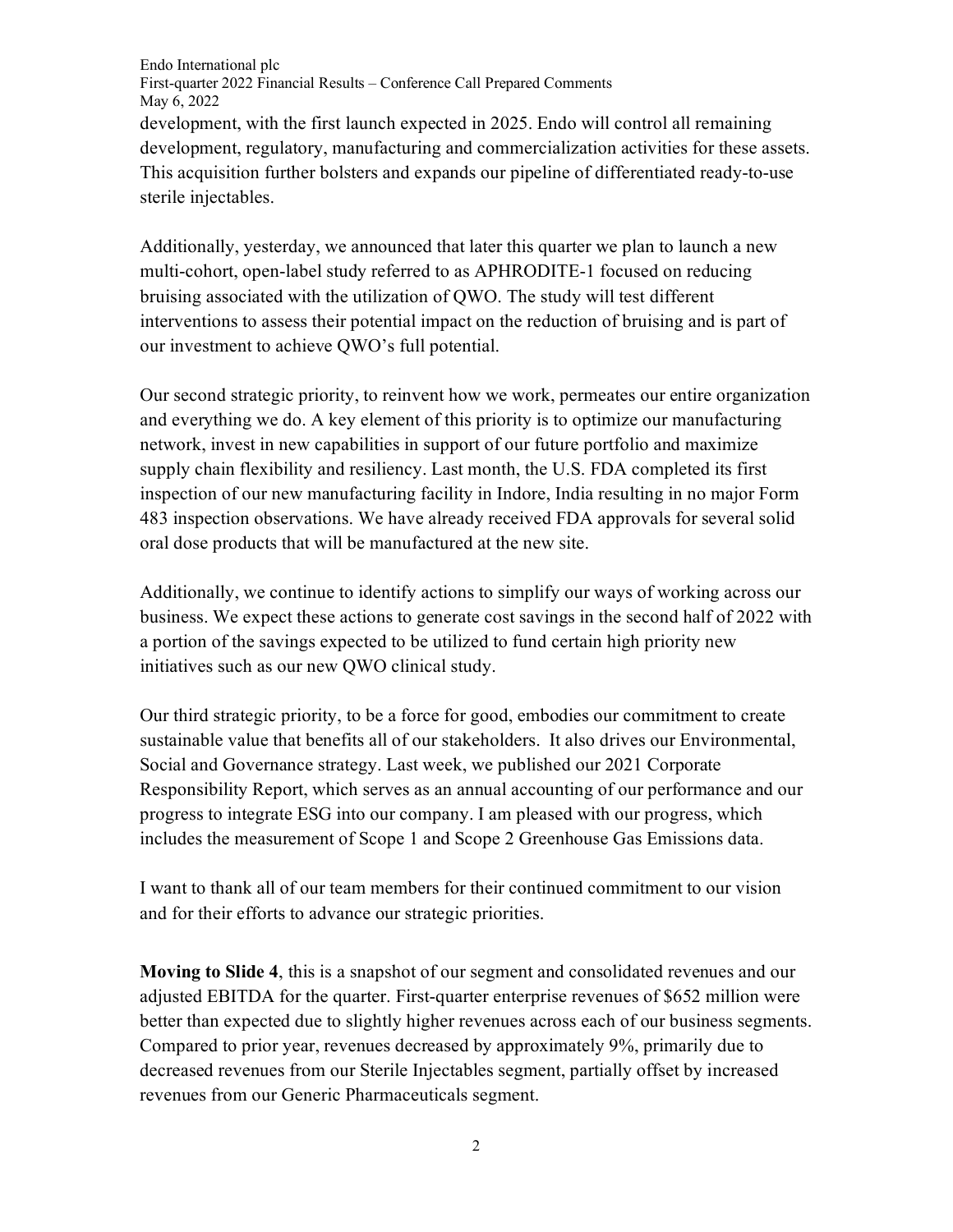development, with the first launch expected in 2025. Endo will control all remaining development, regulatory, manufacturing and commercialization activities for these assets. This acquisition further bolsters and expands our pipeline of differentiated ready-to-use sterile injectables.

Additionally, yesterday, we announced that later this quarter we plan to launch a new multi-cohort, open-label study referred to as APHRODITE-1 focused on reducing bruising associated with the utilization of QWO. The study will test different interventions to assess their potential impact on the reduction of bruising and is part of our investment to achieve QWO's full potential.

Our second strategic priority, to reinvent how we work, permeates our entire organization and everything we do. A key element of this priority is to optimize our manufacturing network, invest in new capabilities in support of our future portfolio and maximize supply chain flexibility and resiliency. Last month, the U.S. FDA completed its first inspection of our new manufacturing facility in Indore, India resulting in no major Form 483 inspection observations. We have already received FDA approvals for several solid oral dose products that will be manufactured at the new site.

Additionally, we continue to identify actions to simplify our ways of working across our business. We expect these actions to generate cost savings in the second half of 2022 with a portion of the savings expected to be utilized to fund certain high priority new initiatives such as our new QWO clinical study.

Our third strategic priority, to be a force for good, embodies our commitment to create sustainable value that benefits all of our stakeholders. It also drives our Environmental, Social and Governance strategy. Last week, we published our 2021 Corporate Responsibility Report, which serves as an annual accounting of our performance and our progress to integrate ESG into our company. I am pleased with our progress, which includes the measurement of Scope 1 and Scope 2 Greenhouse Gas Emissions data.

I want to thank all of our team members for their continued commitment to our vision and for their efforts to advance our strategic priorities.

**Moving to Slide 4**, this is a snapshot of our segment and consolidated revenues and our adjusted EBITDA for the quarter. First-quarter enterprise revenues of $652 million were better than expected due to slightly higher revenues across each of our business segments. Compared to prior year, revenues decreased by approximately 9%, primarily due to decreased revenues from our Sterile Injectables segment, partially offset by increased revenues from our Generic Pharmaceuticals segment.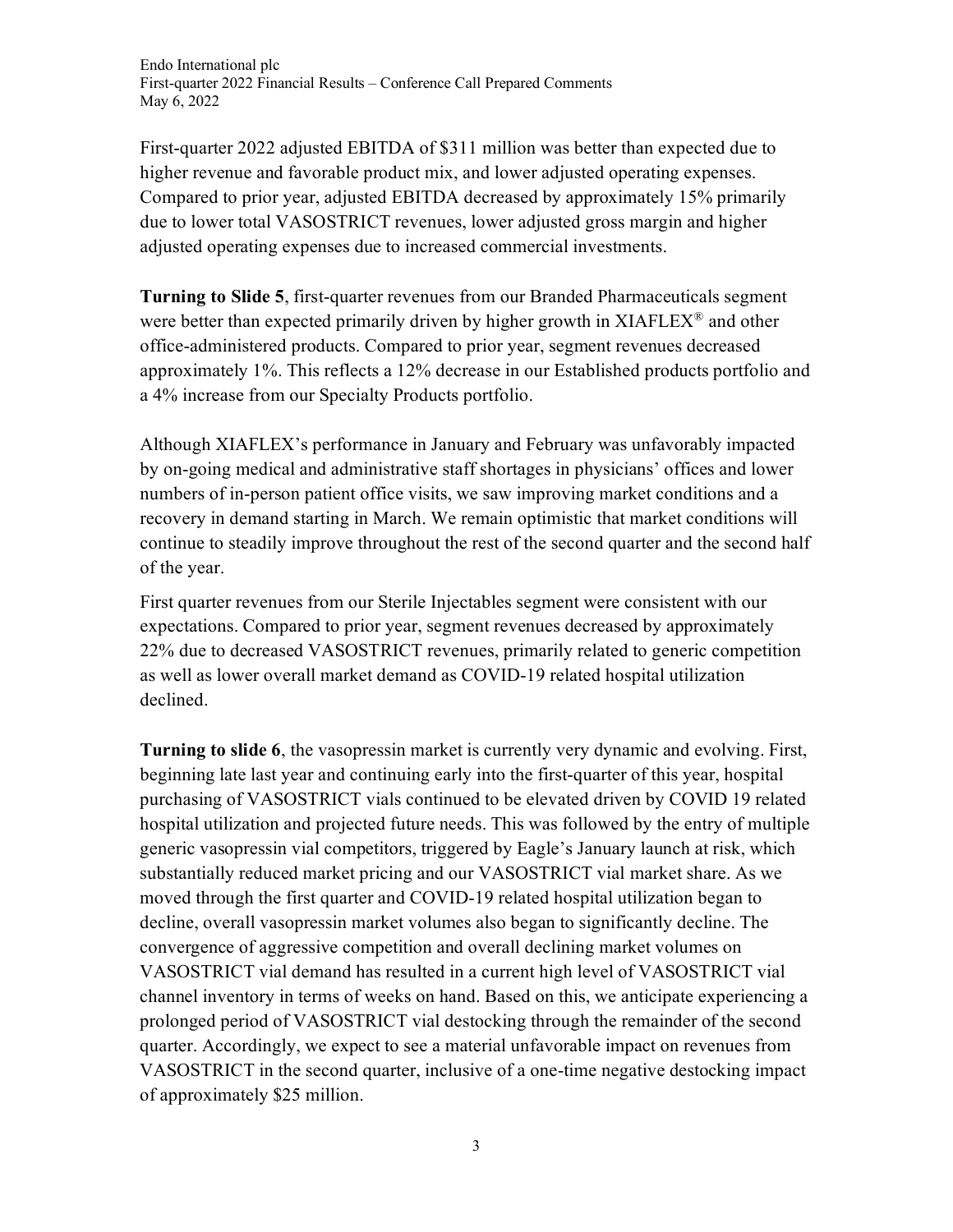First-quarter 2022 adjusted EBITDA of $311 million was better than expected due to higher revenue and favorable product mix, and lower adjusted operating expenses. Compared to prior year, adjusted EBITDA decreased by approximately 15% primarily due to lower total VASOSTRICT revenues, lower adjusted gross margin and higher adjusted operating expenses due to increased commercial investments.

**Turning to Slide 5**, first-quarter revenues from our Branded Pharmaceuticals segment were better than expected primarily driven by higher growth in XIAFLEX® and other office-administered products. Compared to prior year, segment revenues decreased approximately 1%. This reflects a 12% decrease in our Established products portfolio and a 4% increase from our Specialty Products portfolio.

Although XIAFLEX's performance in January and February was unfavorably impacted by on-going medical and administrative staff shortages in physicians' offices and lower numbers of in-person patient office visits, we saw improving market conditions and a recovery in demand starting in March. We remain optimistic that market conditions will continue to steadily improve throughout the rest of the second quarter and the second half of the year.

First quarter revenues from our Sterile Injectables segment were consistent with our expectations. Compared to prior year, segment revenues decreased by approximately 22% due to decreased VASOSTRICT revenues, primarily related to generic competition as well as lower overall market demand as COVID-19 related hospital utilization declined.

**Turning to slide 6**, the vasopressin market is currently very dynamic and evolving. First, beginning late last year and continuing early into the first-quarter of this year, hospital purchasing of VASOSTRICT vials continued to be elevated driven by COVID 19 related hospital utilization and projected future needs. This was followed by the entry of multiple generic vasopressin vial competitors, triggered by Eagle's January launch at risk, which substantially reduced market pricing and our VASOSTRICT vial market share. As we moved through the first quarter and COVID-19 related hospital utilization began to decline, overall vasopressin market volumes also began to significantly decline. The convergence of aggressive competition and overall declining market volumes on VASOSTRICT vial demand has resulted in a current high level of VASOSTRICT vial channel inventory in terms of weeks on hand. Based on this, we anticipate experiencing a prolonged period of VASOSTRICT vial destocking through the remainder of the second quarter. Accordingly, we expect to see a material unfavorable impact on revenues from VASOSTRICT in the second quarter, inclusive of a one-time negative destocking impact of approximately $25 million.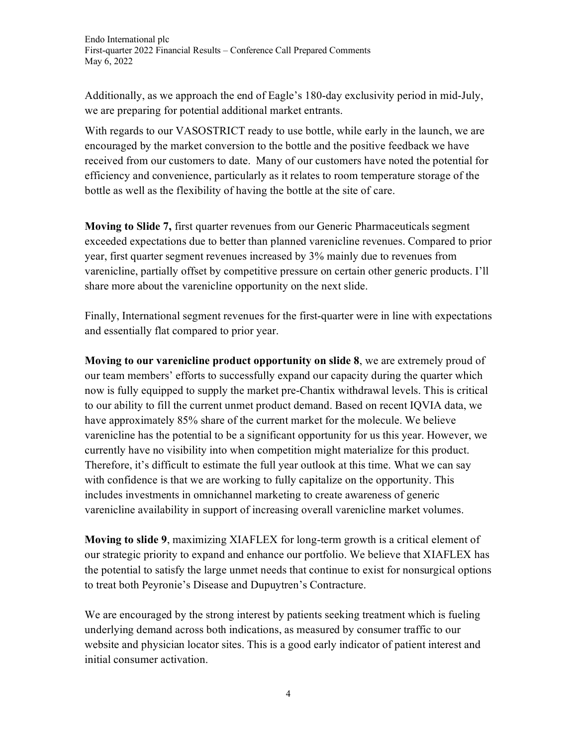Additionally, as we approach the end of Eagle's 180-day exclusivity period in mid-July, we are preparing for potential additional market entrants.

With regards to our VASOSTRICT ready to use bottle, while early in the launch, we are encouraged by the market conversion to the bottle and the positive feedback we have received from our customers to date. Many of our customers have noted the potential for efficiency and convenience, particularly as it relates to room temperature storage of the bottle as well as the flexibility of having the bottle at the site of care.

**Moving to Slide 7,** first quarter revenues from our Generic Pharmaceuticals segment exceeded expectations due to better than planned varenicline revenues. Compared to prior year, first quarter segment revenues increased by 3% mainly due to revenues from varenicline, partially offset by competitive pressure on certain other generic products. I'll share more about the varenicline opportunity on the next slide.

Finally, International segment revenues for the first-quarter were in line with expectations and essentially flat compared to prior year.

**Moving to our varenicline product opportunity on slide 8**, we are extremely proud of our team members' efforts to successfully expand our capacity during the quarter which now is fully equipped to supply the market pre-Chantix withdrawal levels. This is critical to our ability to fill the current unmet product demand. Based on recent IQVIA data, we have approximately 85% share of the current market for the molecule. We believe varenicline has the potential to be a significant opportunity for us this year. However, we currently have no visibility into when competition might materialize for this product. Therefore, it's difficult to estimate the full year outlook at this time. What we can say with confidence is that we are working to fully capitalize on the opportunity. This includes investments in omnichannel marketing to create awareness of generic varenicline availability in support of increasing overall varenicline market volumes.

**Moving to slide 9**, maximizing XIAFLEX for long-term growth is a critical element of our strategic priority to expand and enhance our portfolio. We believe that XIAFLEX has the potential to satisfy the large unmet needs that continue to exist for nonsurgical options to treat both Peyronie's Disease and Dupuytren's Contracture.

We are encouraged by the strong interest by patients seeking treatment which is fueling underlying demand across both indications, as measured by consumer traffic to our website and physician locator sites. This is a good early indicator of patient interest and initial consumer activation.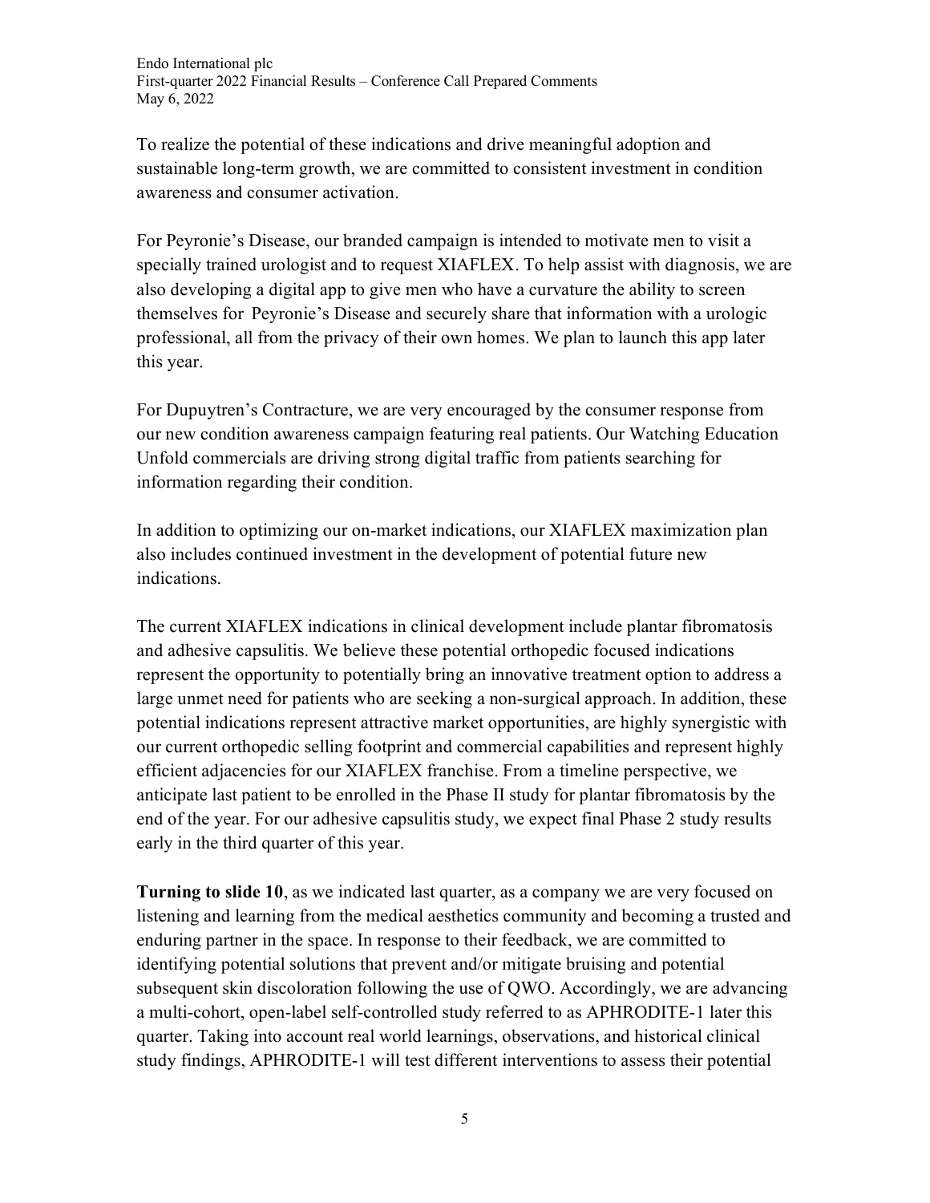To realize the potential of these indications and drive meaningful adoption and sustainable long-term growth, we are committed to consistent investment in condition awareness and consumer activation.

For Peyronie's Disease, our branded campaign is intended to motivate men to visit a specially trained urologist and to request XIAFLEX. To help assist with diagnosis, we are also developing a digital app to give men who have a curvature the ability to screen themselves for Peyronie's Disease and securely share that information with a urologic professional, all from the privacy of their own homes. We plan to launch this app later this year.

For Dupuytren's Contracture, we are very encouraged by the consumer response from our new condition awareness campaign featuring real patients. Our Watching Education Unfold commercials are driving strong digital traffic from patients searching for information regarding their condition.

In addition to optimizing our on-market indications, our XIAFLEX maximization plan also includes continued investment in the development of potential future new indications.

The current XIAFLEX indications in clinical development include plantar fibromatosis and adhesive capsulitis. We believe these potential orthopedic focused indications represent the opportunity to potentially bring an innovative treatment option to address a large unmet need for patients who are seeking a non-surgical approach. In addition, these potential indications represent attractive market opportunities, are highly synergistic with our current orthopedic selling footprint and commercial capabilities and represent highly efficient adjacencies for our XIAFLEX franchise. From a timeline perspective, we anticipate last patient to be enrolled in the Phase II study for plantar fibromatosis by the end of the year. For our adhesive capsulitis study, we expect final Phase 2 study results early in the third quarter of this year.

**Turning to slide 10**, as we indicated last quarter, as a company we are very focused on listening and learning from the medical aesthetics community and becoming a trusted and enduring partner in the space. In response to their feedback, we are committed to identifying potential solutions that prevent and/or mitigate bruising and potential subsequent skin discoloration following the use of QWO. Accordingly, we are advancing a multi-cohort, open-label self-controlled study referred to as APHRODITE-1 later this quarter. Taking into account real world learnings, observations, and historical clinical study findings, APHRODITE-1 will test different interventions to assess their potential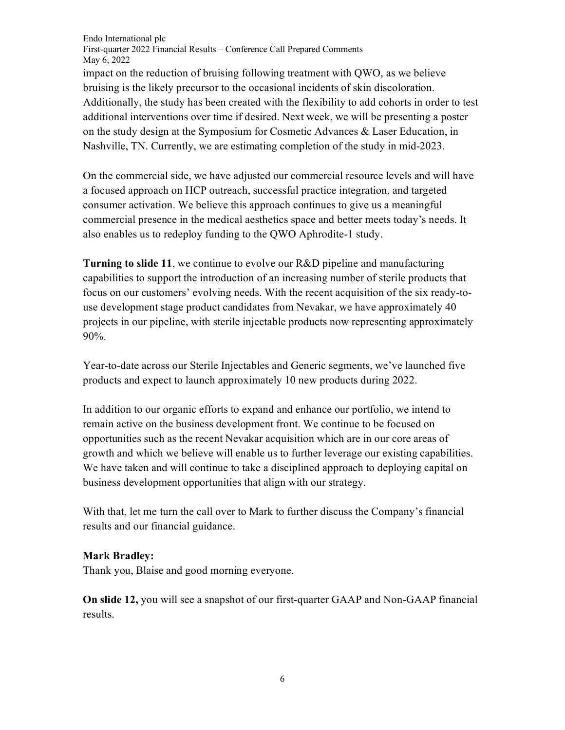impact on the reduction of bruising following treatment with QWO, as we believe bruising is the likely precursor to the occasional incidents of skin discoloration. Additionally, the study has been created with the flexibility to add cohorts in order to test additional interventions over time if desired. Next week, we will be presenting a poster on the study design at the Symposium for Cosmetic Advances & Laser Education, in Nashville, TN. Currently, we are estimating completion of the study in mid-2023.

On the commercial side, we have adjusted our commercial resource levels and will have a focused approach on HCP outreach, successful practice integration, and targeted consumer activation. We believe this approach continues to give us a meaningful commercial presence in the medical aesthetics space and better meets today's needs. It also enables us to redeploy funding to the QWO Aphrodite-1 study.

**Turning to slide 11**, we continue to evolve our R&D pipeline and manufacturing capabilities to support the introduction of an increasing number of sterile products that focus on our customers' evolving needs. With the recent acquisition of the six ready-to-use development stage product candidates from Nevakar, we have approximately 40 projects in our pipeline, with sterile injectable products now representing approximately 90%.

Year-to-date across our Sterile Injectables and Generic segments, we've launched five products and expect to launch approximately 10 new products during 2022.

In addition to our organic efforts to expand and enhance our portfolio, we intend to remain active on the business development front. We continue to be focused on opportunities such as the recent Nevakar acquisition which are in our core areas of growth and which we believe will enable us to further leverage our existing capabilities. We have taken and will continue to take a disciplined approach to deploying capital on business development opportunities that align with our strategy.

With that, let me turn the call over to Mark to further discuss the Company's financial results and our financial guidance.

**Mark Bradley:**
Thank you, Blaise and good morning everyone.

**On slide 12,** you will see a snapshot of our first-quarter GAAP and Non-GAAP financial results.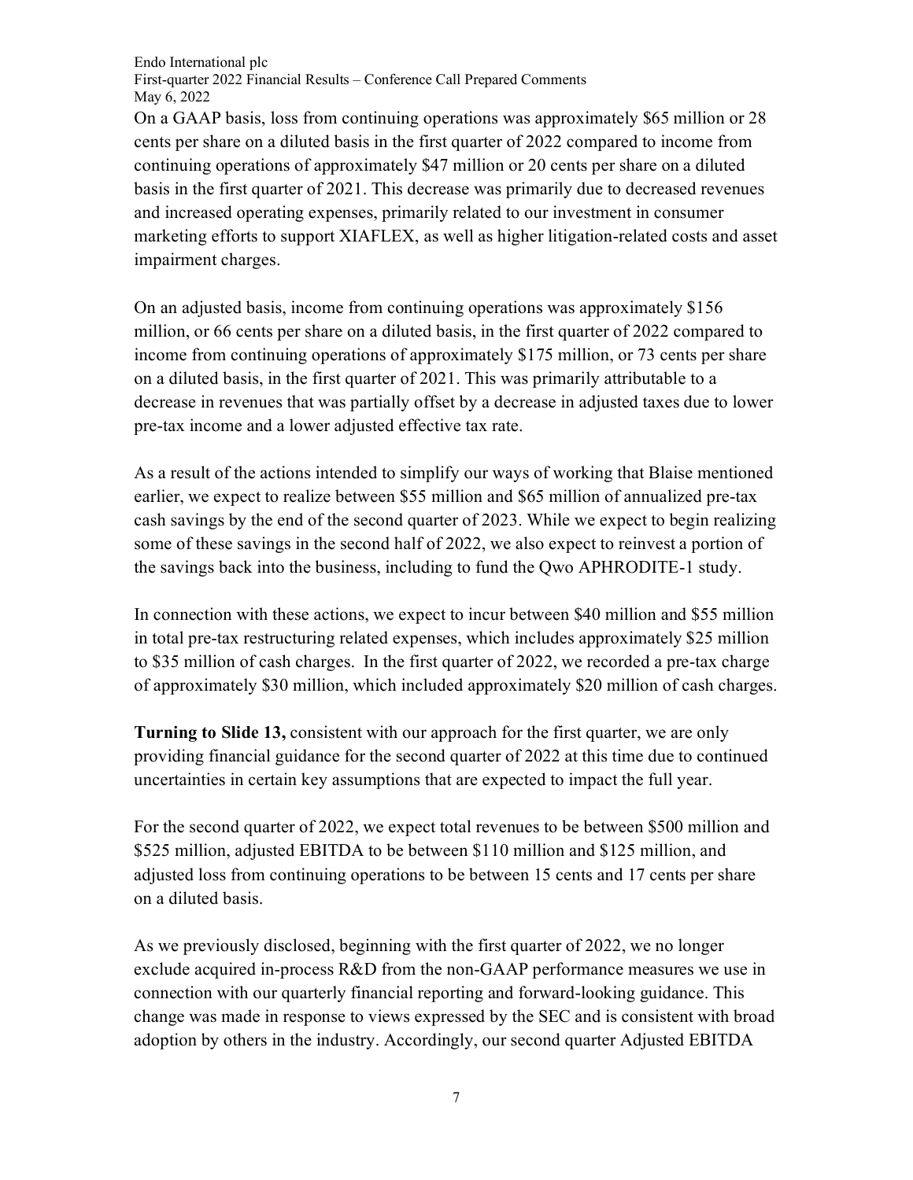On a GAAP basis, loss from continuing operations was approximately $65 million or 28 cents per share on a diluted basis in the first quarter of 2022 compared to income from continuing operations of approximately $47 million or 20 cents per share on a diluted basis in the first quarter of 2021. This decrease was primarily due to decreased revenues and increased operating expenses, primarily related to our investment in consumer marketing efforts to support XIAFLEX, as well as higher litigation-related costs and asset impairment charges.

On an adjusted basis, income from continuing operations was approximately $156 million, or 66 cents per share on a diluted basis, in the first quarter of 2022 compared to income from continuing operations of approximately $175 million, or 73 cents per share on a diluted basis, in the first quarter of 2021. This was primarily attributable to a decrease in revenues that was partially offset by a decrease in adjusted taxes due to lower pre-tax income and a lower adjusted effective tax rate.

As a result of the actions intended to simplify our ways of working that Blaise mentioned earlier, we expect to realize between $55 million and $65 million of annualized pre-tax cash savings by the end of the second quarter of 2023. While we expect to begin realizing some of these savings in the second half of 2022, we also expect to reinvest a portion of the savings back into the business, including to fund the Qwo APHRODITE-1 study.

In connection with these actions, we expect to incur between $40 million and $55 million in total pre-tax restructuring related expenses, which includes approximately $25 million to $35 million of cash charges. In the first quarter of 2022, we recorded a pre-tax charge of approximately $30 million, which included approximately $20 million of cash charges.

**Turning to Slide 13,** consistent with our approach for the first quarter, we are only providing financial guidance for the second quarter of 2022 at this time due to continued uncertainties in certain key assumptions that are expected to impact the full year.

For the second quarter of 2022, we expect total revenues to be between $500 million and $525 million, adjusted EBITDA to be between $110 million and $125 million, and adjusted loss from continuing operations to be between 15 cents and 17 cents per share on a diluted basis.

As we previously disclosed, beginning with the first quarter of 2022, we no longer exclude acquired in-process R&D from the non-GAAP performance measures we use in connection with our quarterly financial reporting and forward-looking guidance. This change was made in response to views expressed by the SEC and is consistent with broad adoption by others in the industry. Accordingly, our second quarter Adjusted EBITDA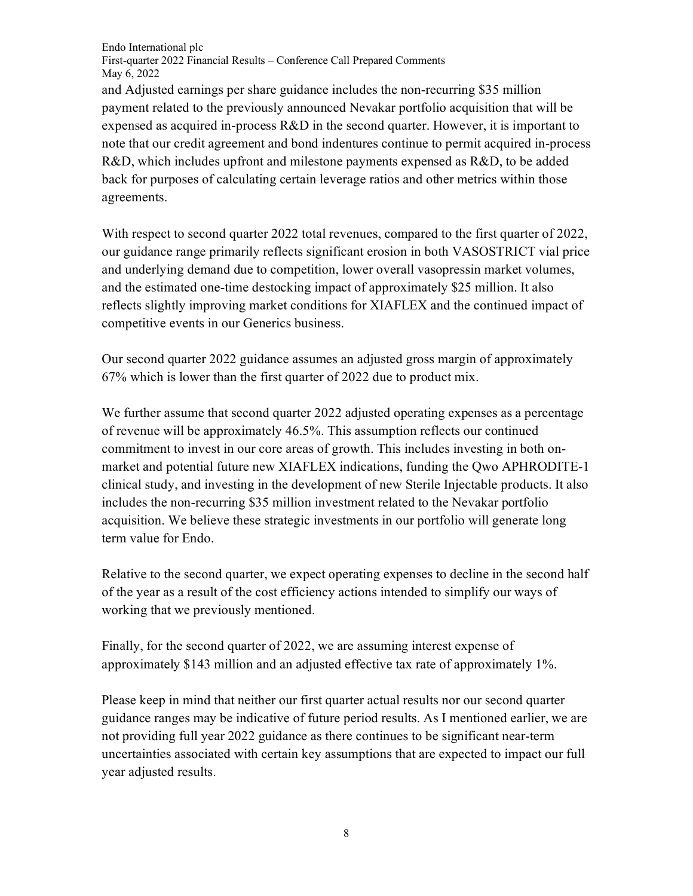and Adjusted earnings per share guidance includes the non-recurring $35 million payment related to the previously announced Nevakar portfolio acquisition that will be expensed as acquired in-process R&D in the second quarter. However, it is important to note that our credit agreement and bond indentures continue to permit acquired in-process R&D, which includes upfront and milestone payments expensed as R&D, to be added back for purposes of calculating certain leverage ratios and other metrics within those agreements.

With respect to second quarter 2022 total revenues, compared to the first quarter of 2022, our guidance range primarily reflects significant erosion in both VASOSTRICT vial price and underlying demand due to competition, lower overall vasopressin market volumes, and the estimated one-time destocking impact of approximately $25 million. It also reflects slightly improving market conditions for XIAFLEX and the continued impact of competitive events in our Generics business.

Our second quarter 2022 guidance assumes an adjusted gross margin of approximately 67% which is lower than the first quarter of 2022 due to product mix.

We further assume that second quarter 2022 adjusted operating expenses as a percentage of revenue will be approximately 46.5%. This assumption reflects our continued commitment to invest in our core areas of growth. This includes investing in both on-market and potential future new XIAFLEX indications, funding the Qwo APHRODITE-1 clinical study, and investing in the development of new Sterile Injectable products. It also includes the non-recurring $35 million investment related to the Nevakar portfolio acquisition. We believe these strategic investments in our portfolio will generate long term value for Endo.

Relative to the second quarter, we expect operating expenses to decline in the second half of the year as a result of the cost efficiency actions intended to simplify our ways of working that we previously mentioned.

Finally, for the second quarter of 2022, we are assuming interest expense of approximately $143 million and an adjusted effective tax rate of approximately 1%.

Please keep in mind that neither our first quarter actual results nor our second quarter guidance ranges may be indicative of future period results. As I mentioned earlier, we are not providing full year 2022 guidance as there continues to be significant near-term uncertainties associated with certain key assumptions that are expected to impact our full year adjusted results.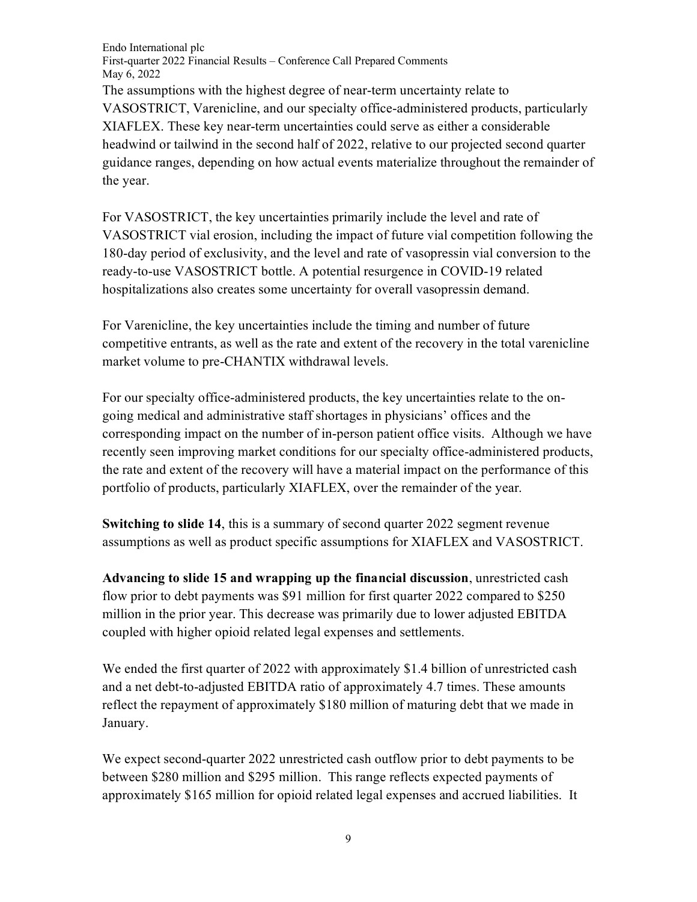The assumptions with the highest degree of near-term uncertainty relate to VASOSTRICT, Varenicline, and our specialty office-administered products, particularly XIAFLEX. These key near-term uncertainties could serve as either a considerable headwind or tailwind in the second half of 2022, relative to our projected second quarter guidance ranges, depending on how actual events materialize throughout the remainder of the year.

For VASOSTRICT, the key uncertainties primarily include the level and rate of VASOSTRICT vial erosion, including the impact of future vial competition following the 180-day period of exclusivity, and the level and rate of vasopressin vial conversion to the ready-to-use VASOSTRICT bottle. A potential resurgence in COVID-19 related hospitalizations also creates some uncertainty for overall vasopressin demand.

For Varenicline, the key uncertainties include the timing and number of future competitive entrants, as well as the rate and extent of the recovery in the total varenicline market volume to pre-CHANTIX withdrawal levels.

For our specialty office-administered products, the key uncertainties relate to the on-going medical and administrative staff shortages in physicians' offices and the corresponding impact on the number of in-person patient office visits. Although we have recently seen improving market conditions for our specialty office-administered products, the rate and extent of the recovery will have a material impact on the performance of this portfolio of products, particularly XIAFLEX, over the remainder of the year.

**Switching to slide 14**, this is a summary of second quarter 2022 segment revenue assumptions as well as product specific assumptions for XIAFLEX and VASOSTRICT.

**Advancing to slide 15 and wrapping up the financial discussion**, unrestricted cash flow prior to debt payments was $91 million for first quarter 2022 compared to $250 million in the prior year. This decrease was primarily due to lower adjusted EBITDA coupled with higher opioid related legal expenses and settlements.

We ended the first quarter of 2022 with approximately $1.4 billion of unrestricted cash and a net debt-to-adjusted EBITDA ratio of approximately 4.7 times. These amounts reflect the repayment of approximately $180 million of maturing debt that we made in January.

We expect second-quarter 2022 unrestricted cash outflow prior to debt payments to be between $280 million and $295 million. This range reflects expected payments of approximately $165 million for opioid related legal expenses and accrued liabilities. It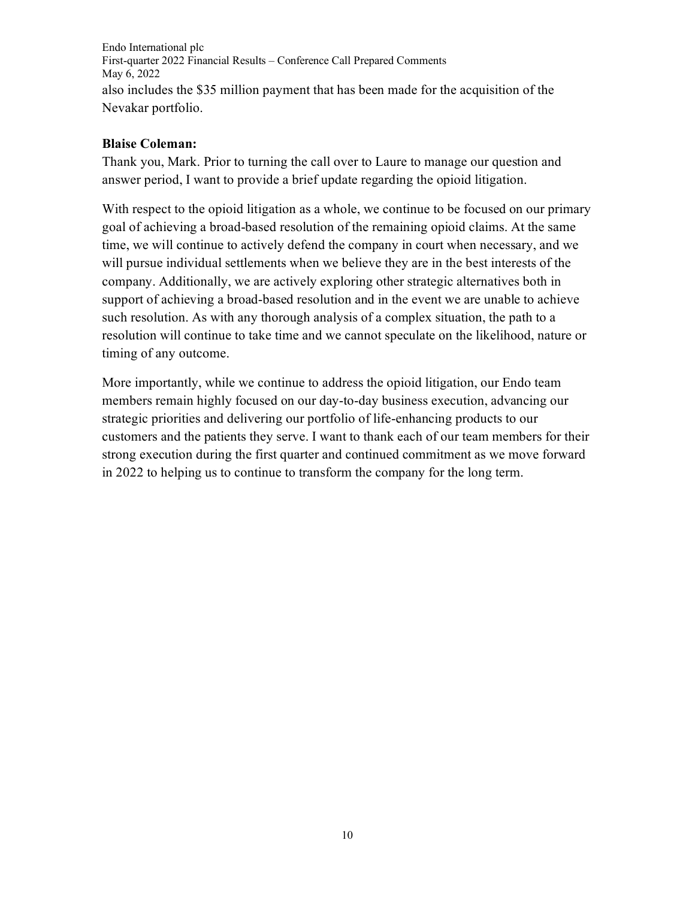also includes the $35 million payment that has been made for the acquisition of the Nevakar portfolio.

**Blaise Coleman:**

Thank you, Mark. Prior to turning the call over to Laure to manage our question and answer period, I want to provide a brief update regarding the opioid litigation.

With respect to the opioid litigation as a whole, we continue to be focused on our primary goal of achieving a broad-based resolution of the remaining opioid claims. At the same time, we will continue to actively defend the company in court when necessary, and we will pursue individual settlements when we believe they are in the best interests of the company. Additionally, we are actively exploring other strategic alternatives both in support of achieving a broad-based resolution and in the event we are unable to achieve such resolution. As with any thorough analysis of a complex situation, the path to a resolution will continue to take time and we cannot speculate on the likelihood, nature or timing of any outcome.

More importantly, while we continue to address the opioid litigation, our Endo team members remain highly focused on our day-to-day business execution, advancing our strategic priorities and delivering our portfolio of life-enhancing products to our customers and the patients they serve. I want to thank each of our team members for their strong execution during the first quarter and continued commitment as we move forward in 2022 to helping us to continue to transform the company for the long term.